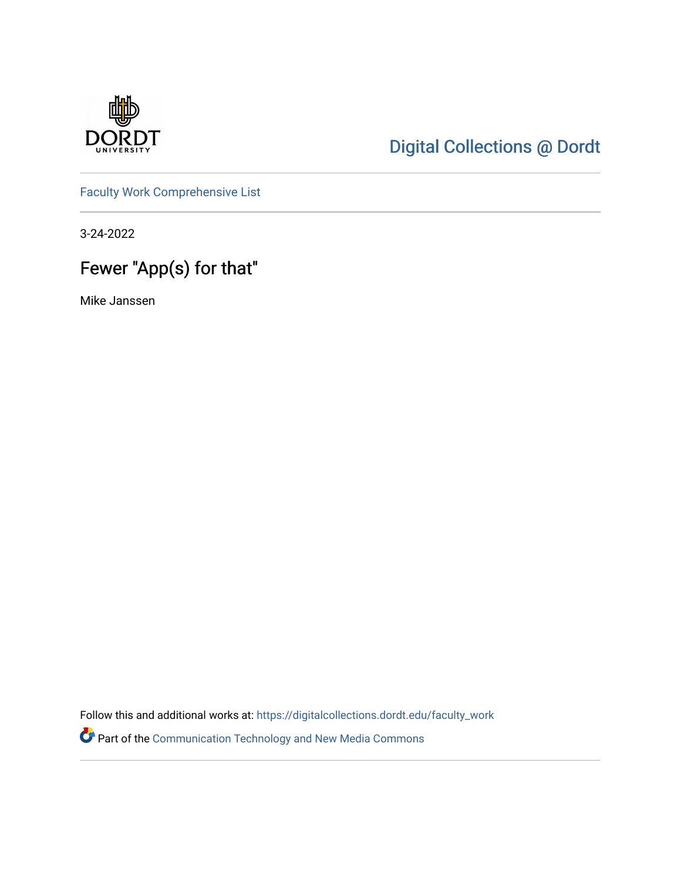Digital Collections @ Dordt

Faculty Work Comprehensive List

3-24-2022

# Fewer "App(s) for that"

Mike Janssen

Follow this and additional works at: https://digitalcollections.dordt.edu/faculty_work

Part of the Communication Technology and New Media Commons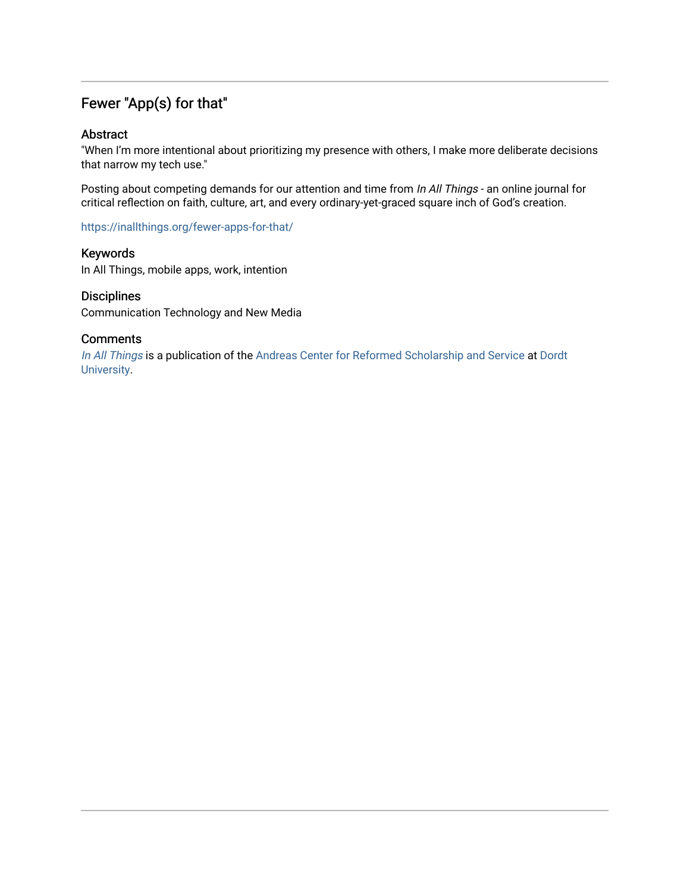## Fewer "App(s) for that"

### Abstract

"When I'm more intentional about prioritizing my presence with others, I make more deliberate decisions that narrow my tech use."

Posting about competing demands for our attention and time from *In All Things* - an online journal for critical reflection on faith, culture, art, and every ordinary-yet-graced square inch of God's creation.

https://inallthings.org/fewer-apps-for-that/

### Keywords

In All Things, mobile apps, work, intention

### Disciplines

Communication Technology and New Media

### Comments

*In All Things* is a publication of the Andreas Center for Reformed Scholarship and Service at Dordt University.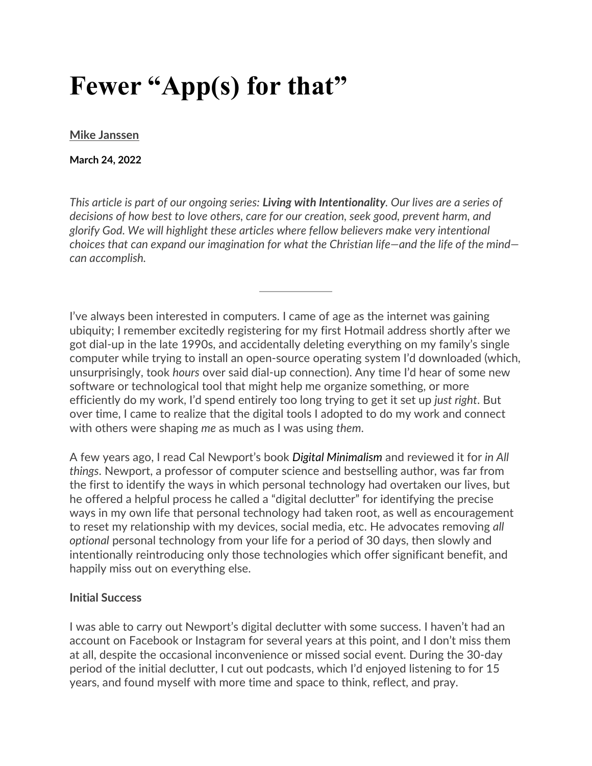# Fewer "App(s) for that"

[Mike Janssen](#)

**March 24, 2022**

*This article is part of our ongoing series: **Living with Intentionality**. Our lives are a series of decisions of how best to love others, care for our creation, seek good, prevent harm, and glorify God. We will highlight these articles where fellow believers make very intentional choices that can expand our imagination for what the Christian life—and the life of the mind—can accomplish.*

---

I've always been interested in computers. I came of age as the internet was gaining ubiquity; I remember excitedly registering for my first Hotmail address shortly after we got dial-up in the late 1990s, and accidentally deleting everything on my family's single computer while trying to install an open-source operating system I'd downloaded (which, unsurprisingly, took *hours* over said dial-up connection). Any time I'd hear of some new software or technological tool that might help me organize something, or more efficiently do my work, I'd spend entirely too long trying to get it set up *just right*. But over time, I came to realize that the digital tools I adopted to do my work and connect with others were shaping *me* as much as I was using *them*.

A few years ago, I read Cal Newport's book *Digital Minimalism* and reviewed it for *in All things*. Newport, a professor of computer science and bestselling author, was far from the first to identify the ways in which personal technology had overtaken our lives, but he offered a helpful process he called a "digital declutter" for identifying the precise ways in my own life that personal technology had taken root, as well as encouragement to reset my relationship with my devices, social media, etc. He advocates removing *all optional* personal technology from your life for a period of 30 days, then slowly and intentionally reintroducing only those technologies which offer significant benefit, and happily miss out on everything else.

**Initial Success**

I was able to carry out Newport's digital declutter with some success. I haven't had an account on Facebook or Instagram for several years at this point, and I don't miss them at all, despite the occasional inconvenience or missed social event. During the 30-day period of the initial declutter, I cut out podcasts, which I'd enjoyed listening to for 15 years, and found myself with more time and space to think, reflect, and pray.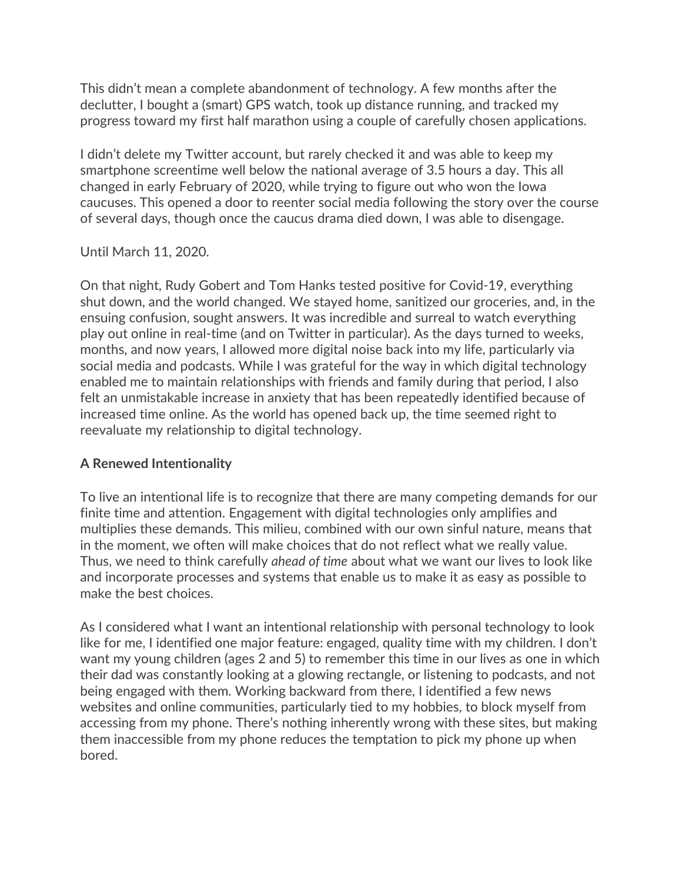This didn't mean a complete abandonment of technology. A few months after the declutter, I bought a (smart) GPS watch, took up distance running, and tracked my progress toward my first half marathon using a couple of carefully chosen applications.

I didn't delete my Twitter account, but rarely checked it and was able to keep my smartphone screentime well below the national average of 3.5 hours a day. This all changed in early February of 2020, while trying to figure out who won the Iowa caucuses. This opened a door to reenter social media following the story over the course of several days, though once the caucus drama died down, I was able to disengage.

Until March 11, 2020.

On that night, Rudy Gobert and Tom Hanks tested positive for Covid-19, everything shut down, and the world changed. We stayed home, sanitized our groceries, and, in the ensuing confusion, sought answers. It was incredible and surreal to watch everything play out online in real-time (and on Twitter in particular). As the days turned to weeks, months, and now years, I allowed more digital noise back into my life, particularly via social media and podcasts. While I was grateful for the way in which digital technology enabled me to maintain relationships with friends and family during that period, I also felt an unmistakable increase in anxiety that has been repeatedly identified because of increased time online. As the world has opened back up, the time seemed right to reevaluate my relationship to digital technology.

**A Renewed Intentionality**

To live an intentional life is to recognize that there are many competing demands for our finite time and attention. Engagement with digital technologies only amplifies and multiplies these demands. This milieu, combined with our own sinful nature, means that in the moment, we often will make choices that do not reflect what we really value. Thus, we need to think carefully *ahead of time* about what we want our lives to look like and incorporate processes and systems that enable us to make it as easy as possible to make the best choices.

As I considered what I want an intentional relationship with personal technology to look like for me, I identified one major feature: engaged, quality time with my children. I don't want my young children (ages 2 and 5) to remember this time in our lives as one in which their dad was constantly looking at a glowing rectangle, or listening to podcasts, and not being engaged with them. Working backward from there, I identified a few news websites and online communities, particularly tied to my hobbies, to block myself from accessing from my phone. There's nothing inherently wrong with these sites, but making them inaccessible from my phone reduces the temptation to pick my phone up when bored.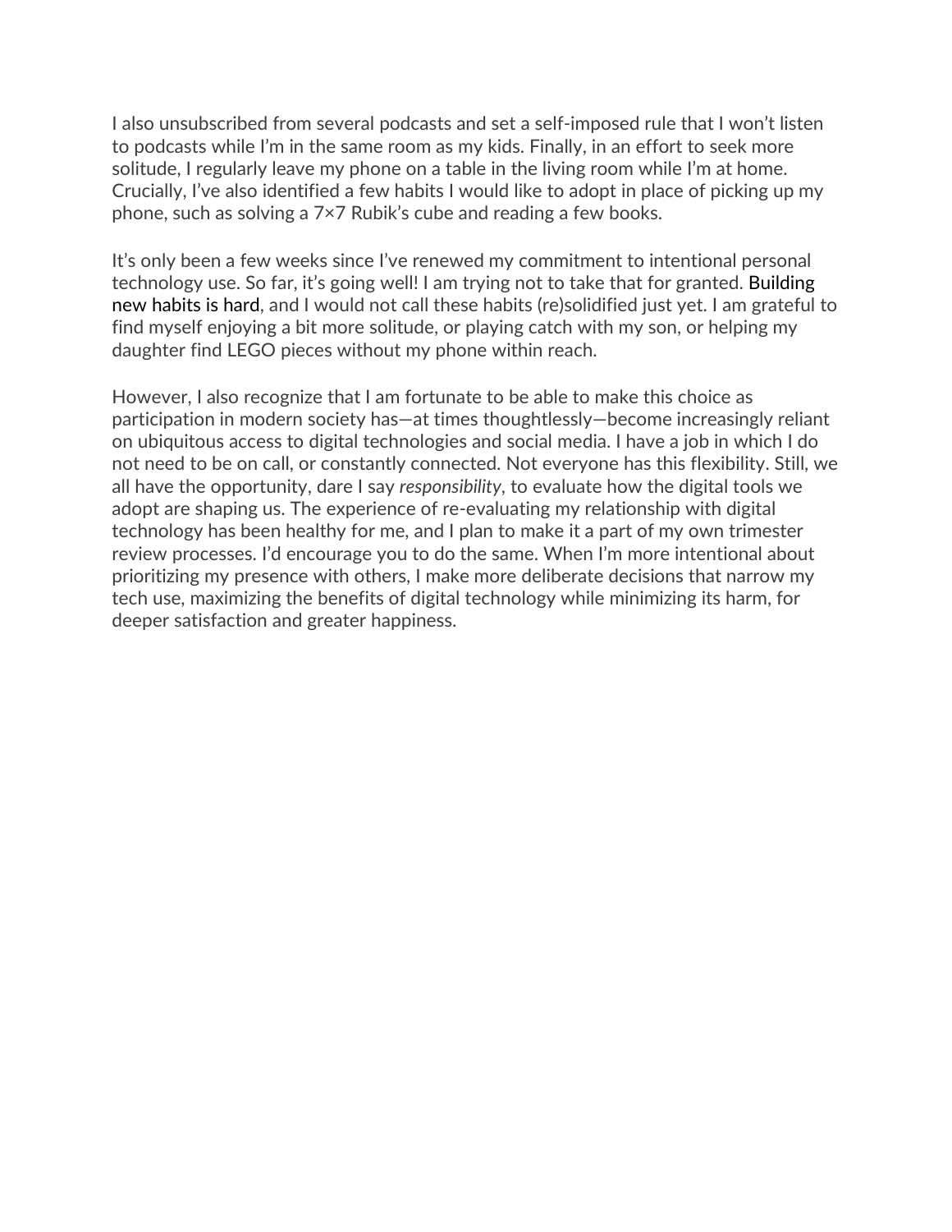I also unsubscribed from several podcasts and set a self-imposed rule that I won't listen to podcasts while I'm in the same room as my kids. Finally, in an effort to seek more solitude, I regularly leave my phone on a table in the living room while I'm at home. Crucially, I've also identified a few habits I would like to adopt in place of picking up my phone, such as solving a 7×7 Rubik's cube and reading a few books.

It's only been a few weeks since I've renewed my commitment to intentional personal technology use. So far, it's going well! I am trying not to take that for granted. Building new habits is hard, and I would not call these habits (re)solidified just yet. I am grateful to find myself enjoying a bit more solitude, or playing catch with my son, or helping my daughter find LEGO pieces without my phone within reach.

However, I also recognize that I am fortunate to be able to make this choice as participation in modern society has—at times thoughtlessly—become increasingly reliant on ubiquitous access to digital technologies and social media. I have a job in which I do not need to be on call, or constantly connected. Not everyone has this flexibility. Still, we all have the opportunity, dare I say *responsibility*, to evaluate how the digital tools we adopt are shaping us. The experience of re-evaluating my relationship with digital technology has been healthy for me, and I plan to make it a part of my own trimester review processes. I'd encourage you to do the same. When I'm more intentional about prioritizing my presence with others, I make more deliberate decisions that narrow my tech use, maximizing the benefits of digital technology while minimizing its harm, for deeper satisfaction and greater happiness.